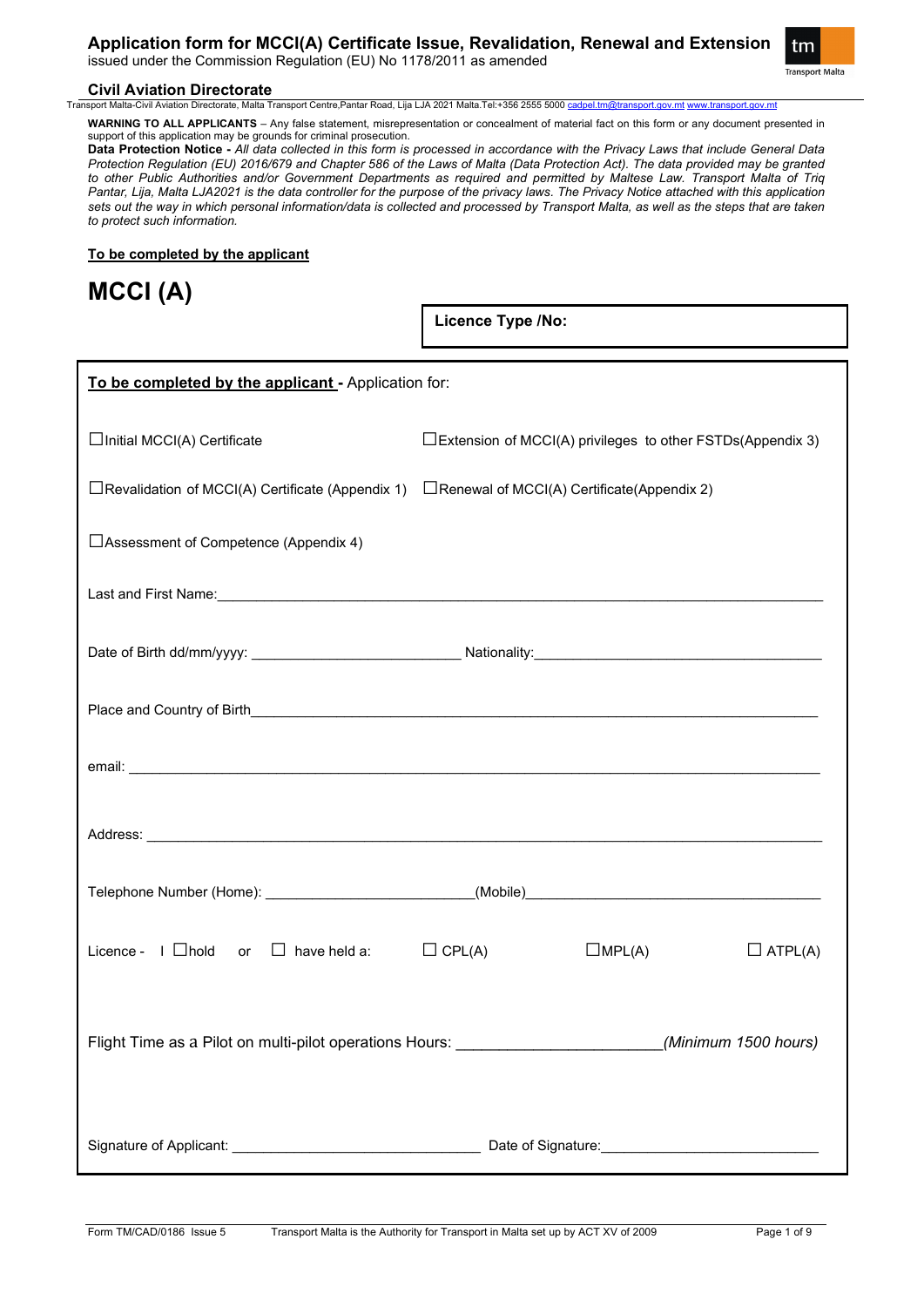# Application form for MCCI(A) Certificate Issue, Revalidation, Renewal and Extension

issued under the Commission Regulation (EU) No 1178/2011 as amended

**Civil Aviation Directorate**

Transport Malta-Civil Aviation Directorate, Malta Transport Centre,Pantar Road, Lija LJA 2021 Malta.Tel:+356 2555 5000 cadpel.tm@transport.gov.mt www.transport.gov.mt

**WARNING TO ALL APPLICANTS** – Any false statement, misrepresentation or concealment of material fact on this form or any document presented in support of this application may be grounds for criminal prosecution.

**Data Protection Notice -** *All data collected in this form is processed in accordance with the Privacy Laws that include General Data Protection Regulation (EU) 2016/679 and Chapter 586 of the Laws of Malta (Data Protection Act). The data provided may be granted to other Public Authorities and/or Government Departments as required and permitted by Maltese Law. Transport Malta of Triq Pantar, Lija, Malta LJA2021 is the data controller for the purpose of the privacy laws. The Privacy Notice attached with this application sets out the way in which personal information/data is collected and processed by Transport Malta, as well as the steps that are taken to protect such information.*

**To be completed by the applicant**

# MCCI (A)

**Licence Type /No:**

**To be completed by the applicant -** Application for:

☐Initial MCCI(A) Certificate

☐Extension of MCCI(A) privileges to other FSTDs(Appendix 3)

☐Revalidation of MCCI(A) Certificate (Appendix 1)

☐Renewal of MCCI(A) Certificate(Appendix 2)

☐Assessment of Competence (Appendix 4)

Last and First Name:\_\_\_\_\_\_\_\_\_\_\_\_\_\_\_\_\_\_\_\_\_\_\_\_\_\_\_\_\_\_\_\_\_\_\_\_\_\_\_\_

Date of Birth dd/mm/yyyy: \_\_\_\_\_\_\_\_\_\_\_\_\_\_\_\_\_\_\_\_ Nationality:\_\_\_\_\_\_\_\_\_\_\_\_\_\_\_\_\_\_\_\_

Place and Country of Birth\_\_\_\_\_\_\_\_\_\_\_\_\_\_\_\_\_\_\_\_\_\_\_\_\_\_\_\_\_\_\_\_\_\_\_\_\_\_\_\_

email: \_\_\_\_\_\_\_\_\_\_\_\_\_\_\_\_\_\_\_\_\_\_\_\_\_\_\_\_\_\_\_\_\_\_\_\_\_\_\_\_

Address: \_\_\_\_\_\_\_\_\_\_\_\_\_\_\_\_\_\_\_\_\_\_\_\_\_\_\_\_\_\_\_\_\_\_\_\_\_\_\_\_

Telephone Number (Home): \_\_\_\_\_\_\_\_\_\_\_\_\_\_\_\_\_\_\_\_(Mobile)\_\_\_\_\_\_\_\_\_\_\_\_\_\_\_\_\_\_\_\_

Licence - I ☐hold or ☐ have held a: ☐ CPL(A) ☐MPL(A) ☐ ATPL(A)

Flight Time as a Pilot on multi-pilot operations Hours: \_\_\_\_\_\_\_\_\_\_\_\_\_\_\_\_\_\_\_\_*(Minimum 1500 hours)*

Signature of Applicant: \_\_\_\_\_\_\_\_\_\_\_\_\_\_\_\_\_\_\_\_ Date of Signature:\_\_\_\_\_\_\_\_\_\_\_\_\_\_\_\_\_\_\_\_

Form TM/CAD/0186 Issue 5 Transport Malta is the Authority for Transport in Malta set up by ACT XV of 2009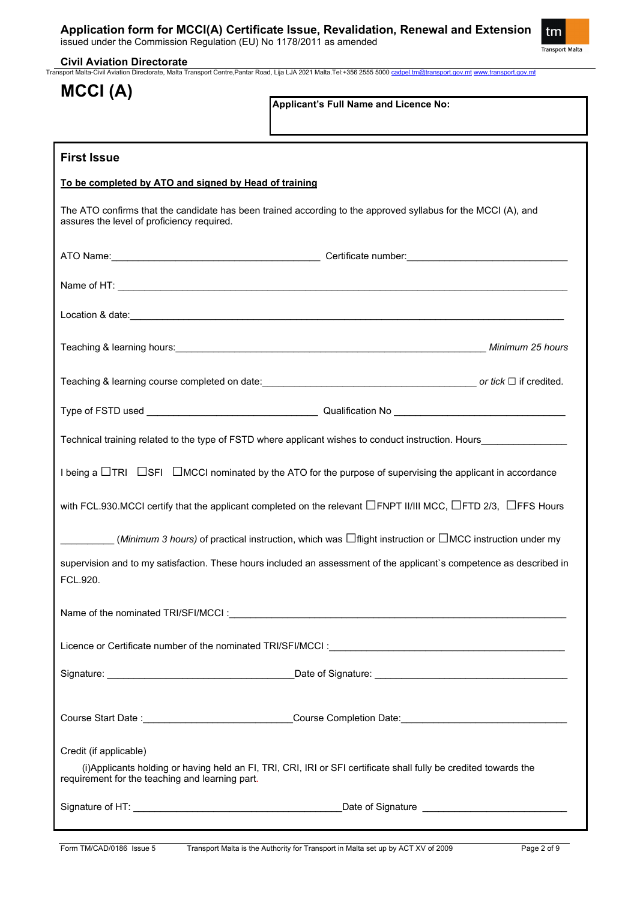# MCCI (A)

**Applicant's Full Name and Licence No:**

## First Issue

**To be completed by ATO and signed by Head of training**

The ATO confirms that the candidate has been trained according to the approved syllabus for the MCCI (A), and assures the level of proficiency required.

ATO Name:_______________________________________ Certificate number:______________________________

Name of HT: ______________________________________________________________________________________

Location & date:____________________________________________________________________________________

Teaching & learning hours:__________________________________________________________ *Minimum 25 hours*

Teaching & learning course completed on date:________________________________________ *or tick* ☐ if credited.

Type of FSTD used ________________________________ Qualification No ________________________________

Technical training related to the type of FSTD where applicant wishes to conduct instruction. Hours________________

I being a ☐TRI ☐SFI ☐MCCI nominated by the ATO for the purpose of supervising the applicant in accordance with FCL.930.MCCI certify that the applicant completed on the relevant ☐FNPT II/III MCC, ☐FTD 2/3, ☐FFS Hours __________ (*Minimum 3 hours)* of practical instruction, which was ☐flight instruction or ☐MCC instruction under my supervision and to my satisfaction. These hours included an assessment of the applicant`s competence as described in FCL.920.

Name of the nominated TRI/SFI/MCCI :_________________________________________________________________

Licence or Certificate number of the nominated TRI/SFI/MCCI :_____________________________________________

Signature: __________________________________Date of Signature: ____________________________________

Course Start Date :___________________________Course Completion Date:_______________________________

Credit (if applicable)

(i)Applicants holding or having held an FI, TRI, CRI, IRI or SFI certificate shall fully be credited towards the requirement for the teaching and learning part.

Signature of HT: ______________________________________Date of Signature ___________________________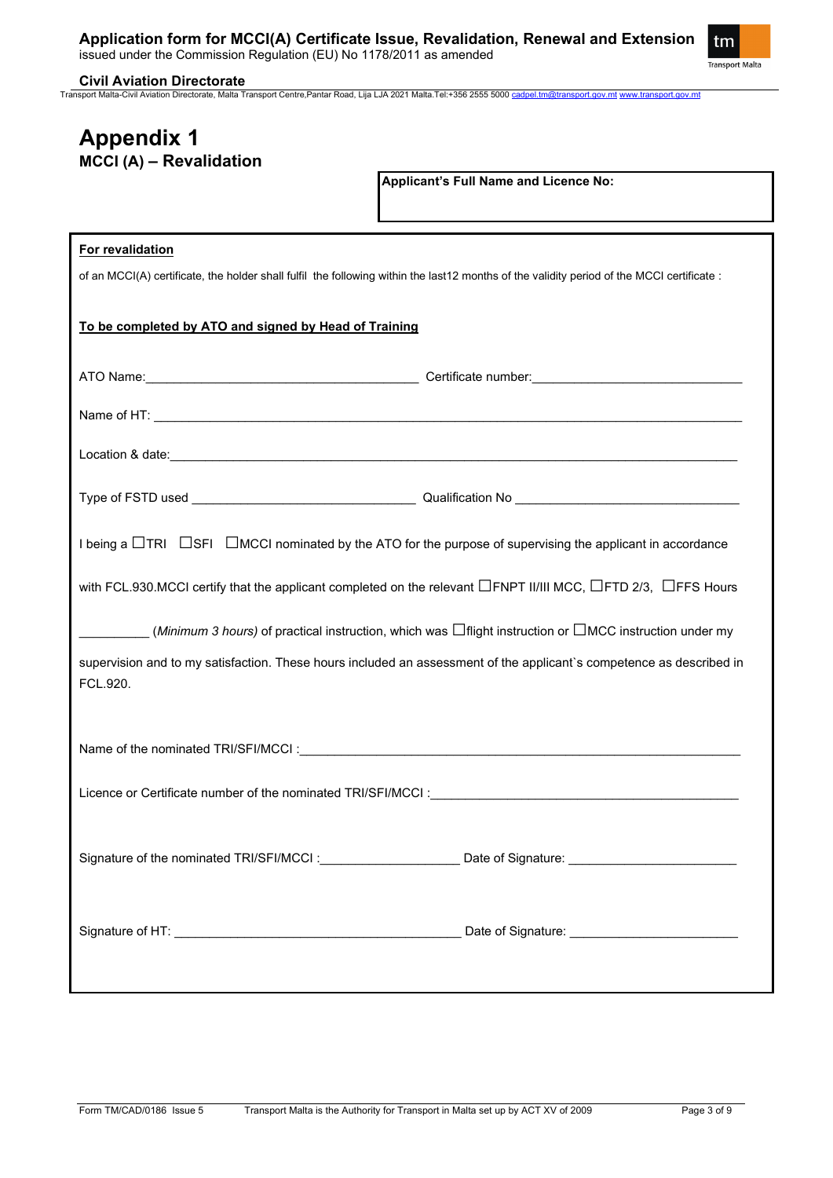# Appendix 1

## MCCI (A) – Revalidation

**Applicant's Full Name and Licence No:**

**<u>For revalidation</u>**

of an MCCI(A) certificate, the holder shall fulfil the following within the last12 months of the validity period of the MCCI certificate :

**<u>To be completed by ATO and signed by Head of Training</u>**

ATO Name:________________________________________ Certificate number:______________________________

Name of HT: ______________________________________________________________________________________

Location & date:___________________________________________________________________________________

Type of FSTD used ________________________________ Qualification No ________________________________

I being a ☐TRI ☐SFI ☐MCCI nominated by the ATO for the purpose of supervising the applicant in accordance with FCL.930.MCCI certify that the applicant completed on the relevant ☐FNPT II/III MCC, ☐FTD 2/3, ☐FFS Hours __________ *(Minimum 3 hours)* of practical instruction, which was ☐flight instruction or ☐MCC instruction under my supervision and to my satisfaction. These hours included an assessment of the applicant`s competence as described in FCL.920.

Name of the nominated TRI/SFI/MCCI :_______________________________________________________________

Licence or Certificate number of the nominated TRI/SFI/MCCI :____________________________________________

Signature of the nominated TRI/SFI/MCCI :____________________ Date of Signature: ________________________

Signature of HT: __________________________________________ Date of Signature: ________________________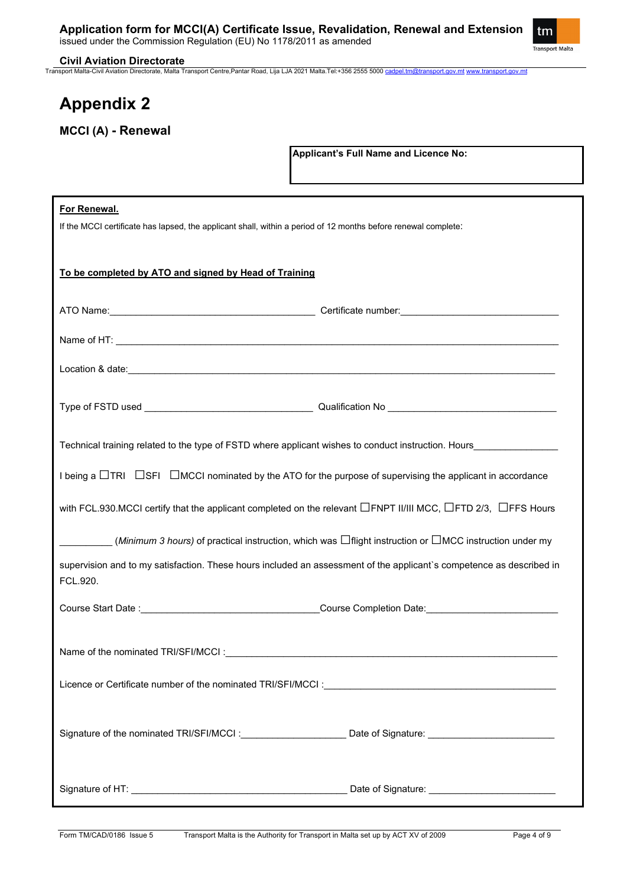# Appendix 2

## MCCI (A) - Renewal

**Applicant's Full Name and Licence No:**

**For Renewal.**

If the MCCI certificate has lapsed, the applicant shall, within a period of 12 months before renewal complete:

**To be completed by ATO and signed by Head of Training**

ATO Name:________________________________________ Certificate number:______________________________

Name of HT: ________________________________________________________________________________

Location & date:_____________________________________________________________________________

Type of FSTD used ________________________________ Qualification No ________________________________

Technical training related to the type of FSTD where applicant wishes to conduct instruction. Hours_______________

I being a ☐TRI ☐SFI ☐MCCI nominated by the ATO for the purpose of supervising the applicant in accordance with FCL.930.MCCI certify that the applicant completed on the relevant ☐FNPT II/III MCC, ☐FTD 2/3, ☐FFS Hours __________ *(Minimum 3 hours)* of practical instruction, which was ☐flight instruction or ☐MCC instruction under my supervision and to my satisfaction. These hours included an assessment of the applicant`s competence as described in FCL.920.

Course Start Date :_________________________________Course Completion Date:________________________

Name of the nominated TRI/SFI/MCCI :_______________________________________________________________

Licence or Certificate number of the nominated TRI/SFI/MCCI :___________________________________________

Signature of the nominated TRI/SFI/MCCI :____________________ Date of Signature: _______________________

Signature of HT: ________________________________________ Date of Signature: _______________________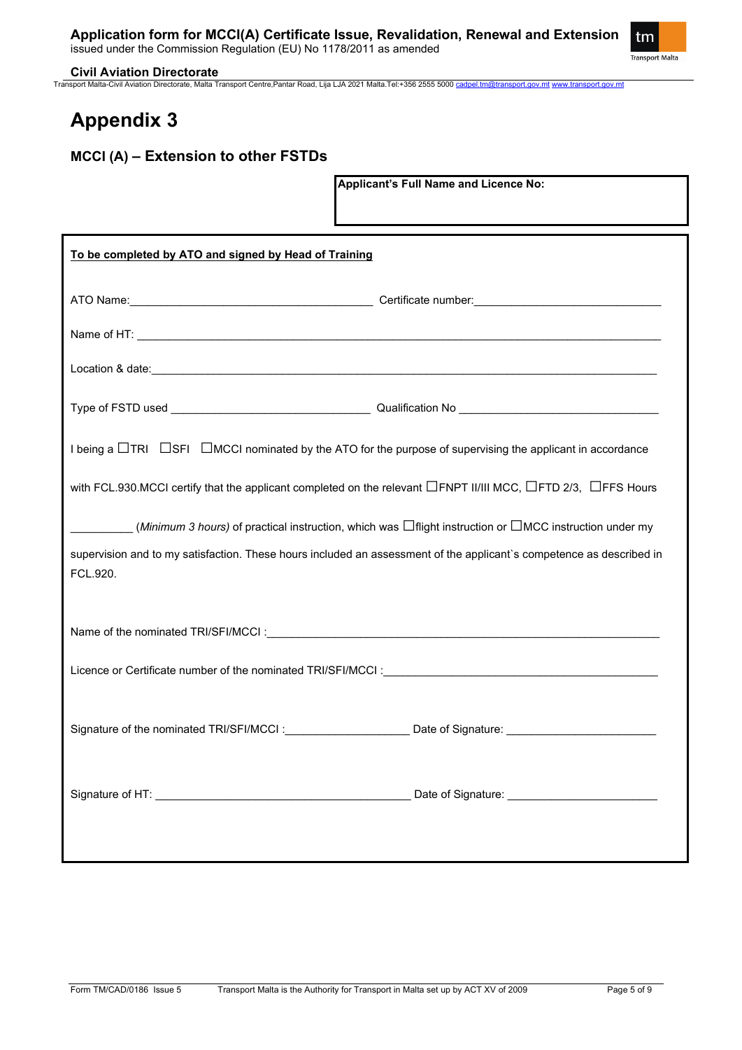# Appendix 3

## MCCI (A) – Extension to other FSTDs

| **Applicant's Full Name and Licence No:** |
|---|
| |

**To be completed by ATO and signed by Head of Training**

ATO Name:_______________________________________ Certificate number:______________________________

Name of HT: ______________________________________________________________________________

Location & date:____________________________________________________________________________

Type of FSTD used ________________________________ Qualification No ________________________________

I being a ☐TRI ☐SFI ☐MCCI nominated by the ATO for the purpose of supervising the applicant in accordance with FCL.930.MCCI certify that the applicant completed on the relevant ☐FNPT II/III MCC, ☐FTD 2/3, ☐FFS Hours __________ (*Minimum 3 hours)* of practical instruction, which was ☐flight instruction or ☐MCC instruction under my supervision and to my satisfaction. These hours included an assessment of the applicant`s competence as described in FCL.920.

Name of the nominated TRI/SFI/MCCI :_______________________________________________________________

Licence or Certificate number of the nominated TRI/SFI/MCCI :_____________________________________________

Signature of the nominated TRI/SFI/MCCI :___________________ Date of Signature: _______________________

Signature of HT: ________________________________________ Date of Signature: _______________________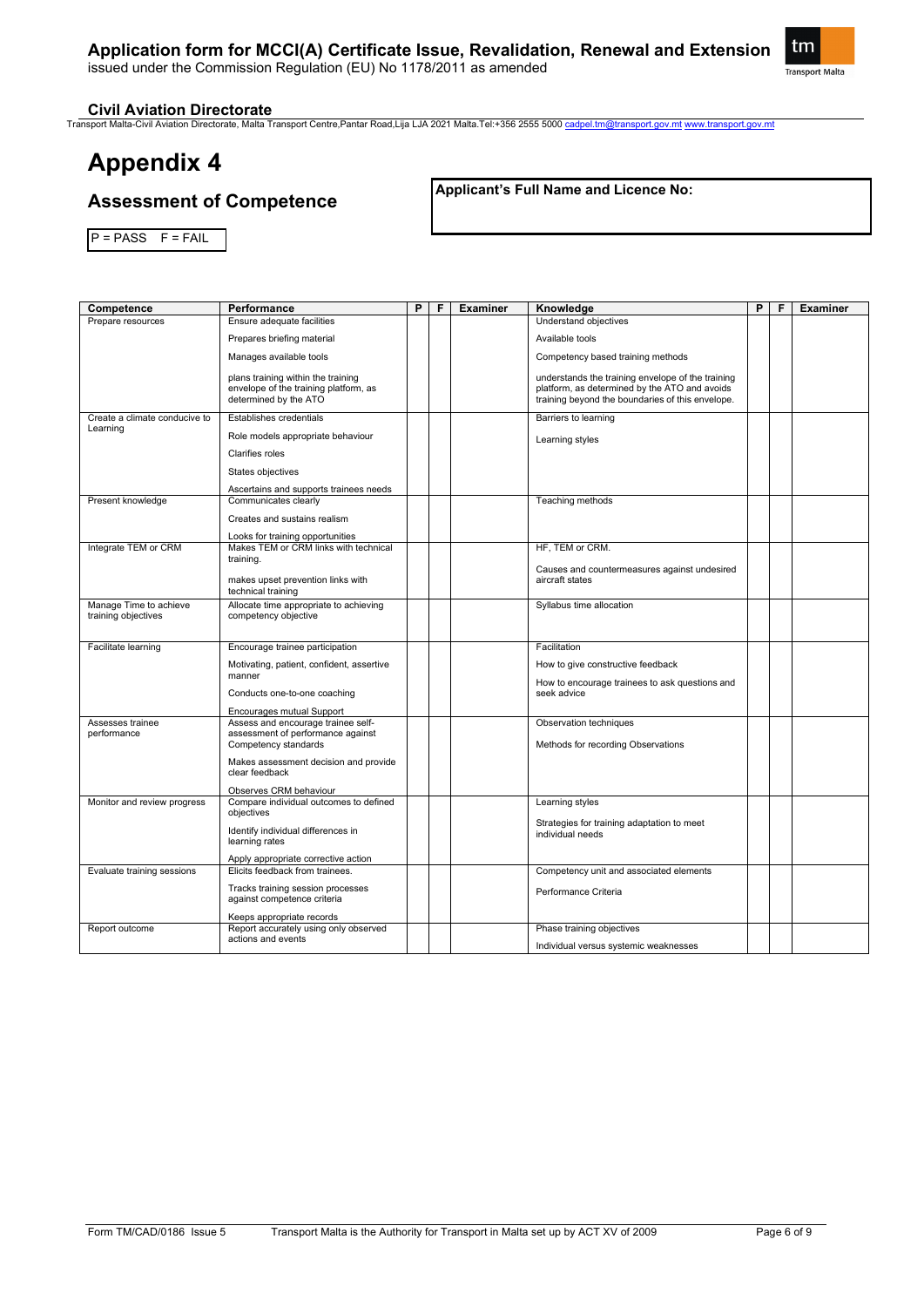# Appendix 4

## Assessment of Competence

**Applicant's Full Name and Licence No:**

P = PASS F = FAIL

| Competence | Performance | P | F | Examiner | Knowledge | P | F | Examiner |
|---|---|---|---|---|---|---|---|---|
| Prepare resources | Ensure adequate facilities<br>Prepares briefing material<br>Manages available tools<br>plans training within the training envelope of the training platform, as determined by the ATO | | | | Understand objectives<br>Available tools<br>Competency based training methods<br>understands the training envelope of the training platform, as determined by the ATO and avoids training beyond the boundaries of this envelope. | | | |
| Create a climate conducive to Learning | Establishes credentials<br>Role models appropriate behaviour<br>Clarifies roles<br>States objectives<br>Ascertains and supports trainees needs | | | | Barriers to learning<br>Learning styles | | | |
| Present knowledge | Communicates clearly<br>Creates and sustains realism<br>Looks for training opportunities | | | | Teaching methods | | | |
| Integrate TEM or CRM | Makes TEM or CRM links with technical training.<br>makes upset prevention links with technical training | | | | HF, TEM or CRM.<br>Causes and countermeasures against undesired aircraft states | | | |
| Manage Time to achieve training objectives | Allocate time appropriate to achieving competency objective | | | | Syllabus time allocation | | | |
| Facilitate learning | Encourage trainee participation<br>Motivating, patient, confident, assertive manner<br>Conducts one-to-one coaching<br>Encourages mutual Support | | | | Facilitation<br>How to give constructive feedback<br>How to encourage trainees to ask questions and seek advice | | | |
| Assesses trainee performance | Assess and encourage trainee self-assessment of performance against Competency standards<br>Makes assessment decision and provide clear feedback<br>Observes CRM behaviour | | | | Observation techniques<br>Methods for recording Observations | | | |
| Monitor and review progress | Compare individual outcomes to defined objectives<br>Identify individual differences in learning rates<br>Apply appropriate corrective action | | | | Learning styles<br>Strategies for training adaptation to meet individual needs | | | |
| Evaluate training sessions | Elicits feedback from trainees.<br>Tracks training session processes against competence criteria<br>Keeps appropriate records | | | | Competency unit and associated elements<br>Performance Criteria | | | |
| Report outcome | Report accurately using only observed actions and events | | | | Phase training objectives<br>Individual versus systemic weaknesses | | | |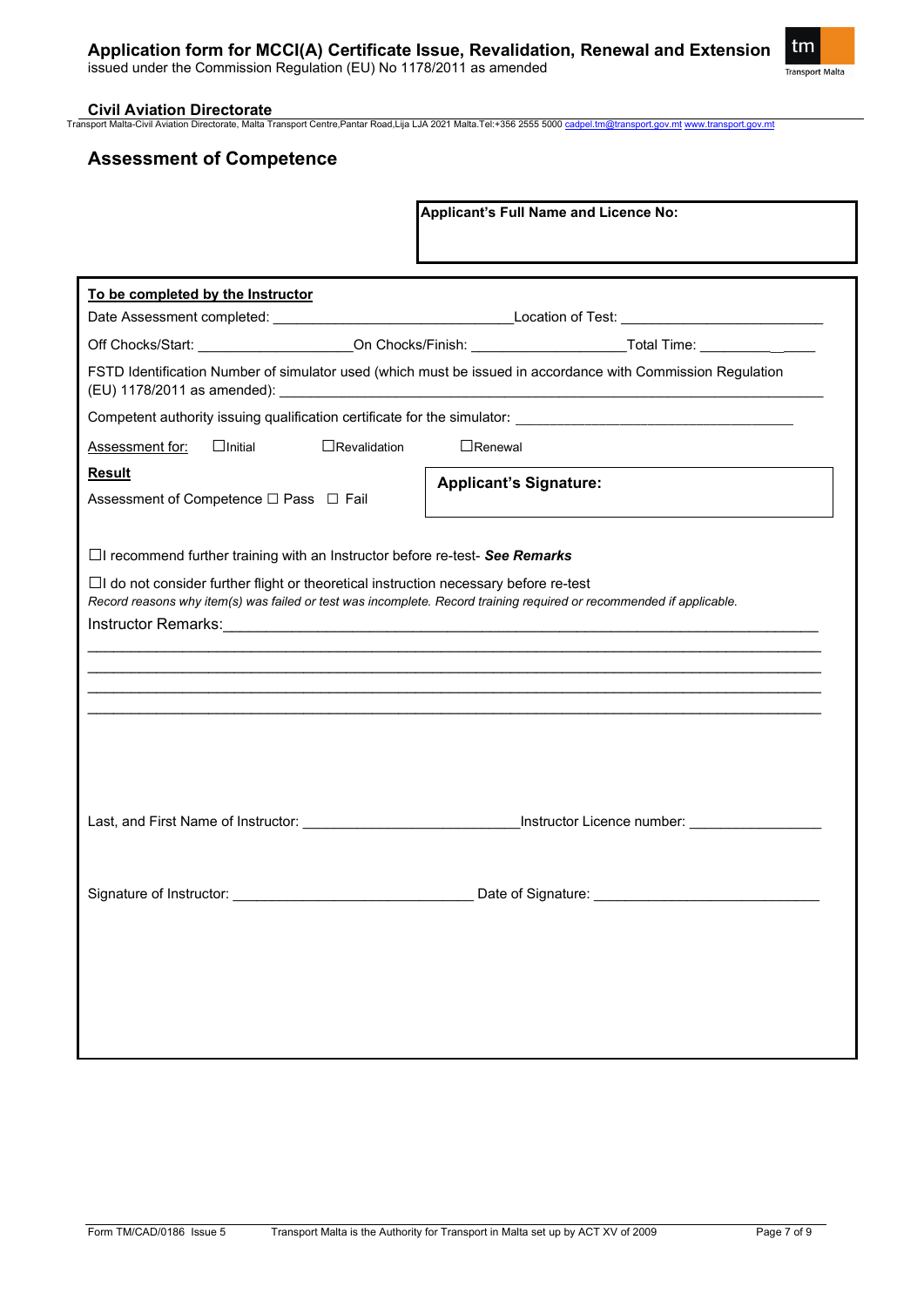## Assessment of Competence

**Applicant's Full Name and Licence No:**

**To be completed by the Instructor**

Date Assessment completed: ______________________________Location of Test: __________________________

Off Chocks/Start: ____________________On Chocks/Finish: ___________________Total Time: _____________

FSTD Identification Number of simulator used (which must be issued in accordance with Commission Regulation (EU) 1178/2011 as amended): ___________________________________________________________________

Competent authority issuing qualification certificate for the simulator: ___________________________________

Assessment for: ☐Initial ☐Revalidation ☐Renewal

**Result**

Assessment of Competence ☐ Pass ☐ Fail

**Applicant's Signature:**

☐I recommend further training with an Instructor before re-test- ***See Remarks***

☐I do not consider further flight or theoretical instruction necessary before re-test

*Record reasons why item(s) was failed or test was incomplete. Record training required or recommended if applicable.*

Instructor Remarks:___________________________________________________________________________

_____________________________________________________________________________________________

_____________________________________________________________________________________________

_____________________________________________________________________________________________

_____________________________________________________________________________________________

Last, and First Name of Instructor: ____________________________Instructor Licence number: _________________

Signature of Instructor: _______________________________ Date of Signature: _____________________________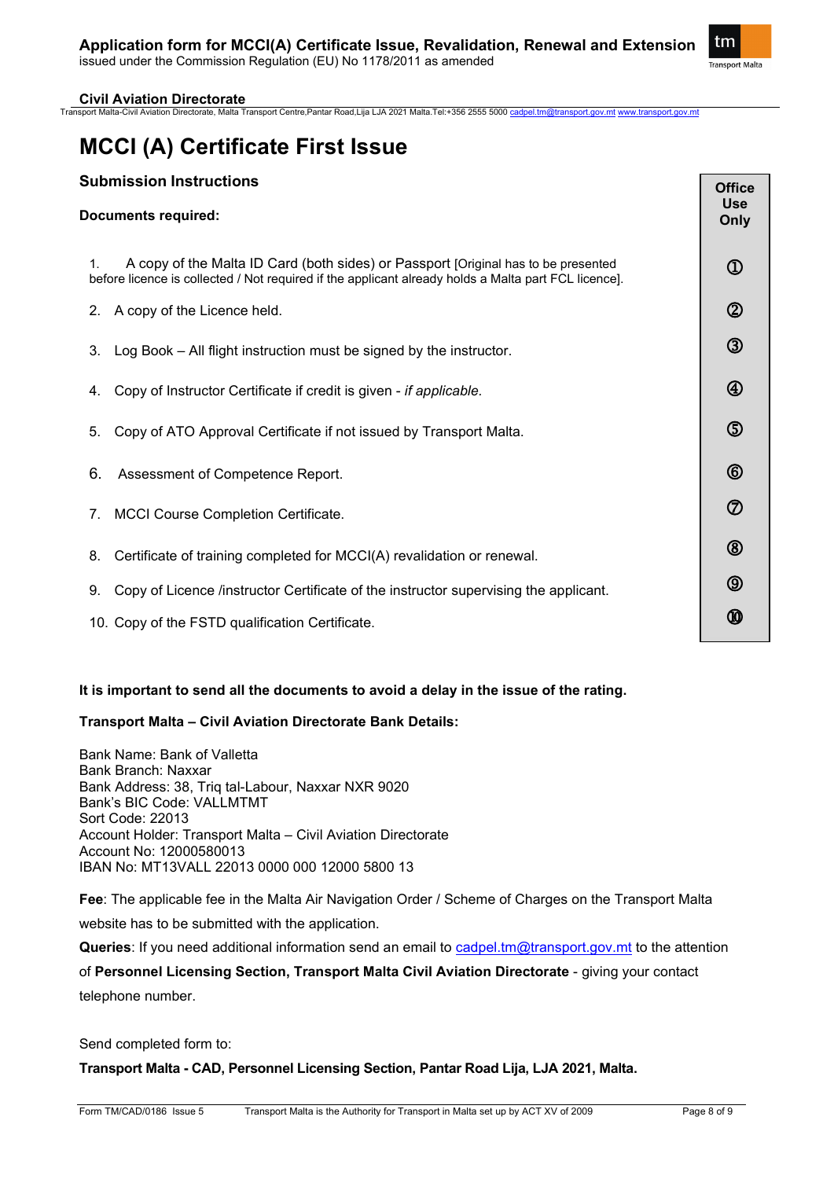# MCCI (A) Certificate First Issue

## Submission Instructions

**Documents required:**

| Document | Office Use Only |
|---|---|
| 1. A copy of the Malta ID Card (both sides) or Passport [Original has to be presented before licence is collected / Not required if the applicant already holds a Malta part FCL licence]. | ① |
| 2. A copy of the Licence held. | ② |
| 3. Log Book – All flight instruction must be signed by the instructor. | ③ |
| 4. Copy of Instructor Certificate if credit is given - *if applicable*. | ④ |
| 5. Copy of ATO Approval Certificate if not issued by Transport Malta. | ⑤ |
| 6. Assessment of Competence Report. | ⑥ |
| 7. MCCI Course Completion Certificate. | ⑦ |
| 8. Certificate of training completed for MCCI(A) revalidation or renewal. | ⑧ |
| 9. Copy of Licence /instructor Certificate of the instructor supervising the applicant. | ⑨ |
| 10. Copy of the FSTD qualification Certificate. | ⑩ |

**It is important to send all the documents to avoid a delay in the issue of the rating.**

**Transport Malta – Civil Aviation Directorate Bank Details:**

Bank Name: Bank of Valletta
Bank Branch: Naxxar
Bank Address: 38, Triq tal-Labour, Naxxar NXR 9020
Bank's BIC Code: VALLMTMT
Sort Code: 22013
Account Holder: Transport Malta – Civil Aviation Directorate
Account No: 12000580013
IBAN No: MT13VALL 22013 0000 000 12000 5800 13

**Fee**: The applicable fee in the Malta Air Navigation Order / Scheme of Charges on the Transport Malta website has to be submitted with the application.

**Queries**: If you need additional information send an email to cadpel.tm@transport.gov.mt to the attention of **Personnel Licensing Section, Transport Malta Civil Aviation Directorate** - giving your contact telephone number.

Send completed form to:

**Transport Malta - CAD, Personnel Licensing Section, Pantar Road Lija, LJA 2021, Malta.**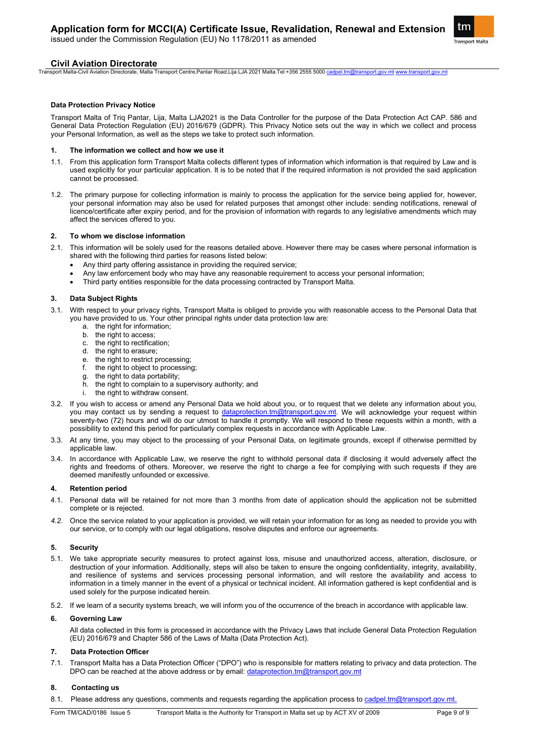### Data Protection Privacy Notice

Transport Malta of Triq Pantar, Lija, Malta LJA2021 is the Data Controller for the purpose of the Data Protection Act CAP. 586 and General Data Protection Regulation (EU) 2016/679 (GDPR). This Privacy Notice sets out the way in which we collect and process your Personal Information, as well as the steps we take to protect such information.

**1. The information we collect and how we use it**

1.1. From this application form Transport Malta collects different types of information which information is that required by Law and is used explicitly for your particular application. It is to be noted that if the required information is not provided the said application cannot be processed.

1.2. The primary purpose for collecting information is mainly to process the application for the service being applied for, however, your personal information may also be used for related purposes that amongst other include: sending notifications, renewal of licence/certificate after expiry period, and for the provision of information with regards to any legislative amendments which may affect the services offered to you.

**2. To whom we disclose information**

2.1. This information will be solely used for the reasons detailed above. However there may be cases where personal information is shared with the following third parties for reasons listed below:

- Any third party offering assistance in providing the required service;
- Any law enforcement body who may have any reasonable requirement to access your personal information;
- Third party entities responsible for the data processing contracted by Transport Malta.

**3. Data Subject Rights**

3.1. With respect to your privacy rights, Transport Malta is obliged to provide you with reasonable access to the Personal Data that you have provided to us. Your other principal rights under data protection law are:

a. the right for information;
b. the right to access;
c. the right to rectification;
d. the right to erasure;
e. the right to restrict processing;
f. the right to object to processing;
g. the right to data portability;
h. the right to complain to a supervisory authority; and
i. the right to withdraw consent.

3.2. If you wish to access or amend any Personal Data we hold about you, or to request that we delete any information about you, you may contact us by sending a request to dataprotection.tm@transport.gov.mt. We will acknowledge your request within seventy-two (72) hours and will do our utmost to handle it promptly. We will respond to these requests within a month, with a possibility to extend this period for particularly complex requests in accordance with Applicable Law.

3.3. At any time, you may object to the processing of your Personal Data, on legitimate grounds, except if otherwise permitted by applicable law.

3.4. In accordance with Applicable Law, we reserve the right to withhold personal data if disclosing it would adversely affect the rights and freedoms of others. Moreover, we reserve the right to charge a fee for complying with such requests if they are deemed manifestly unfounded or excessive.

**4. Retention period**

4.1. Personal data will be retained for not more than 3 months from date of application should the application not be submitted complete or is rejected.

*4.2.* Once the service related to your application is provided, we will retain your information for as long as needed to provide you with our service, or to comply with our legal obligations, resolve disputes and enforce our agreements.

**5. Security**

5.1. We take appropriate security measures to protect against loss, misuse and unauthorized access, alteration, disclosure, or destruction of your information. Additionally, steps will also be taken to ensure the ongoing confidentiality, integrity, availability, and resilience of systems and services processing personal information, and will restore the availability and access to information in a timely manner in the event of a physical or technical incident. All information gathered is kept confidential and is used solely for the purpose indicated herein.

5.2. If we learn of a security systems breach, we will inform you of the occurrence of the breach in accordance with applicable law.

**6. Governing Law**

All data collected in this form is processed in accordance with the Privacy Laws that include General Data Protection Regulation (EU) 2016/679 and Chapter 586 of the Laws of Malta (Data Protection Act).

**7. Data Protection Officer**

7.1. Transport Malta has a Data Protection Officer ("DPO") who is responsible for matters relating to privacy and data protection. The DPO can be reached at the above address or by email: dataprotection.tm@transport.gov.mt

**8. Contacting us**

8.1. Please address any questions, comments and requests regarding the application process to cadpel.tm@transport.gov.mt.